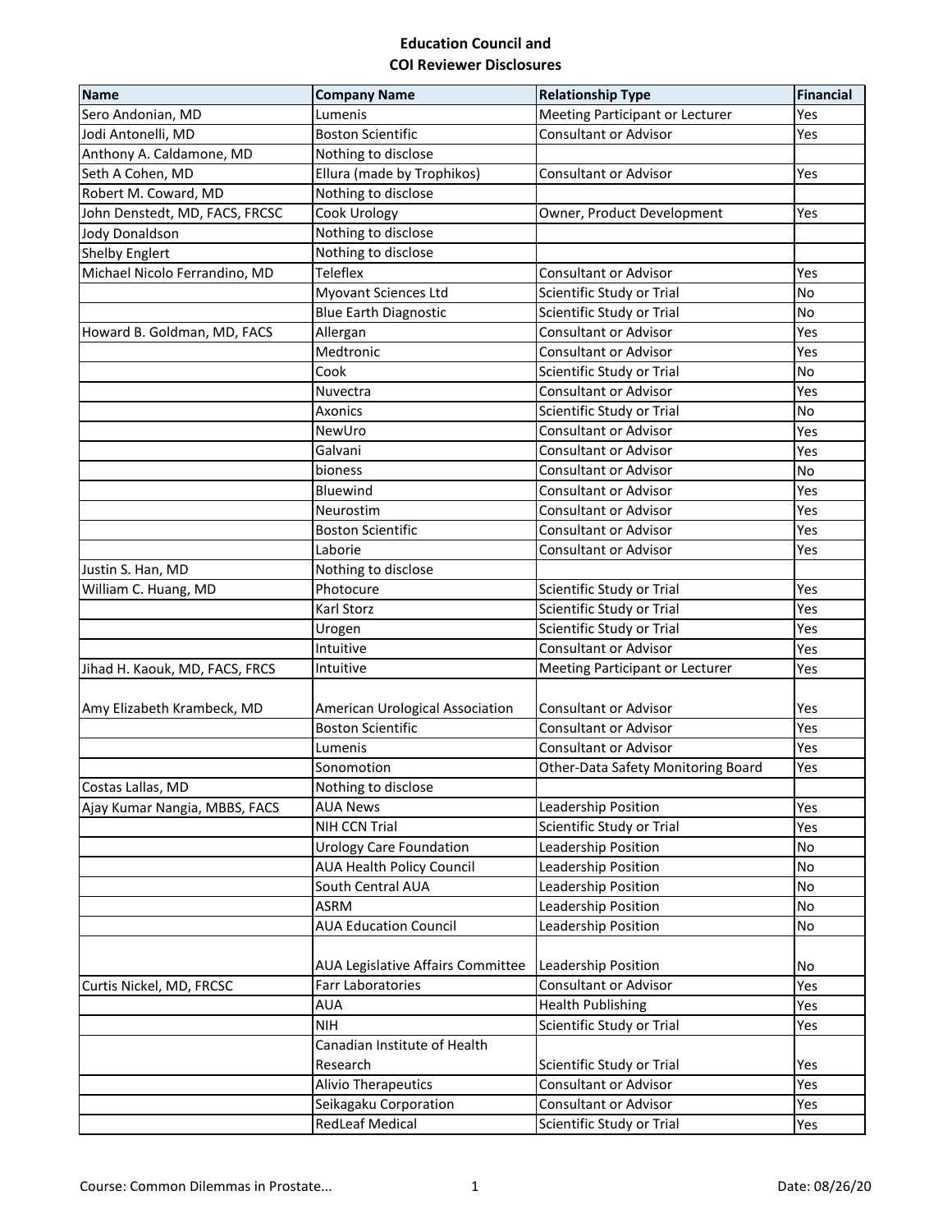# Education Council and COI Reviewer Disclosures

| Name | Company Name | Relationship Type | Financial |
|---|---|---|---|
| Sero Andonian, MD | Lumenis | Meeting Participant or Lecturer | Yes |
| Jodi Antonelli, MD | Boston Scientific | Consultant or Advisor | Yes |
| Anthony A. Caldamone, MD | Nothing to disclose | | |
| Seth A Cohen, MD | Ellura (made by Trophikos) | Consultant or Advisor | Yes |
| Robert M. Coward, MD | Nothing to disclose | | |
| John Denstedt, MD, FACS, FRCSC | Cook Urology | Owner, Product Development | Yes |
| Jody Donaldson | Nothing to disclose | | |
| Shelby Englert | Nothing to disclose | | |
| Michael Nicolo Ferrandino, MD | Teleflex | Consultant or Advisor | Yes |
| | Myovant Sciences Ltd | Scientific Study or Trial | No |
| | Blue Earth Diagnostic | Scientific Study or Trial | No |
| Howard B. Goldman, MD, FACS | Allergan | Consultant or Advisor | Yes |
| | Medtronic | Consultant or Advisor | Yes |
| | Cook | Scientific Study or Trial | No |
| | Nuvectra | Consultant or Advisor | Yes |
| | Axonics | Scientific Study or Trial | No |
| | NewUro | Consultant or Advisor | Yes |
| | Galvani | Consultant or Advisor | Yes |
| | bioness | Consultant or Advisor | No |
| | Bluewind | Consultant or Advisor | Yes |
| | Neurostim | Consultant or Advisor | Yes |
| | Boston Scientific | Consultant or Advisor | Yes |
| | Laborie | Consultant or Advisor | Yes |
| Justin S. Han, MD | Nothing to disclose | | |
| William C. Huang, MD | Photocure | Scientific Study or Trial | Yes |
| | Karl Storz | Scientific Study or Trial | Yes |
| | Urogen | Scientific Study or Trial | Yes |
| | Intuitive | Consultant or Advisor | Yes |
| Jihad H. Kaouk, MD, FACS, FRCS | Intuitive | Meeting Participant or Lecturer | Yes |
| Amy Elizabeth Krambeck, MD | American Urological Association | Consultant or Advisor | Yes |
| | Boston Scientific | Consultant or Advisor | Yes |
| | Lumenis | Consultant or Advisor | Yes |
| | Sonomotion | Other-Data Safety Monitoring Board | Yes |
| Costas Lallas, MD | Nothing to disclose | | |
| Ajay Kumar Nangia, MBBS, FACS | AUA News | Leadership Position | Yes |
| | NIH CCN Trial | Scientific Study or Trial | Yes |
| | Urology Care Foundation | Leadership Position | No |
| | AUA Health Policy Council | Leadership Position | No |
| | South Central AUA | Leadership Position | No |
| | ASRM | Leadership Position | No |
| | AUA Education Council | Leadership Position | No |
| | AUA Legislative Affairs Committee | Leadership Position | No |
| Curtis Nickel, MD, FRCSC | Farr Laboratories | Consultant or Advisor | Yes |
| | AUA | Health Publishing | Yes |
| | NIH | Scientific Study or Trial | Yes |
| | Canadian Institute of Health Research | Scientific Study or Trial | Yes |
| | Alivio Therapeutics | Consultant or Advisor | Yes |
| | Seikagaku Corporation | Consultant or Advisor | Yes |
| | RedLeaf Medical | Scientific Study or Trial | Yes |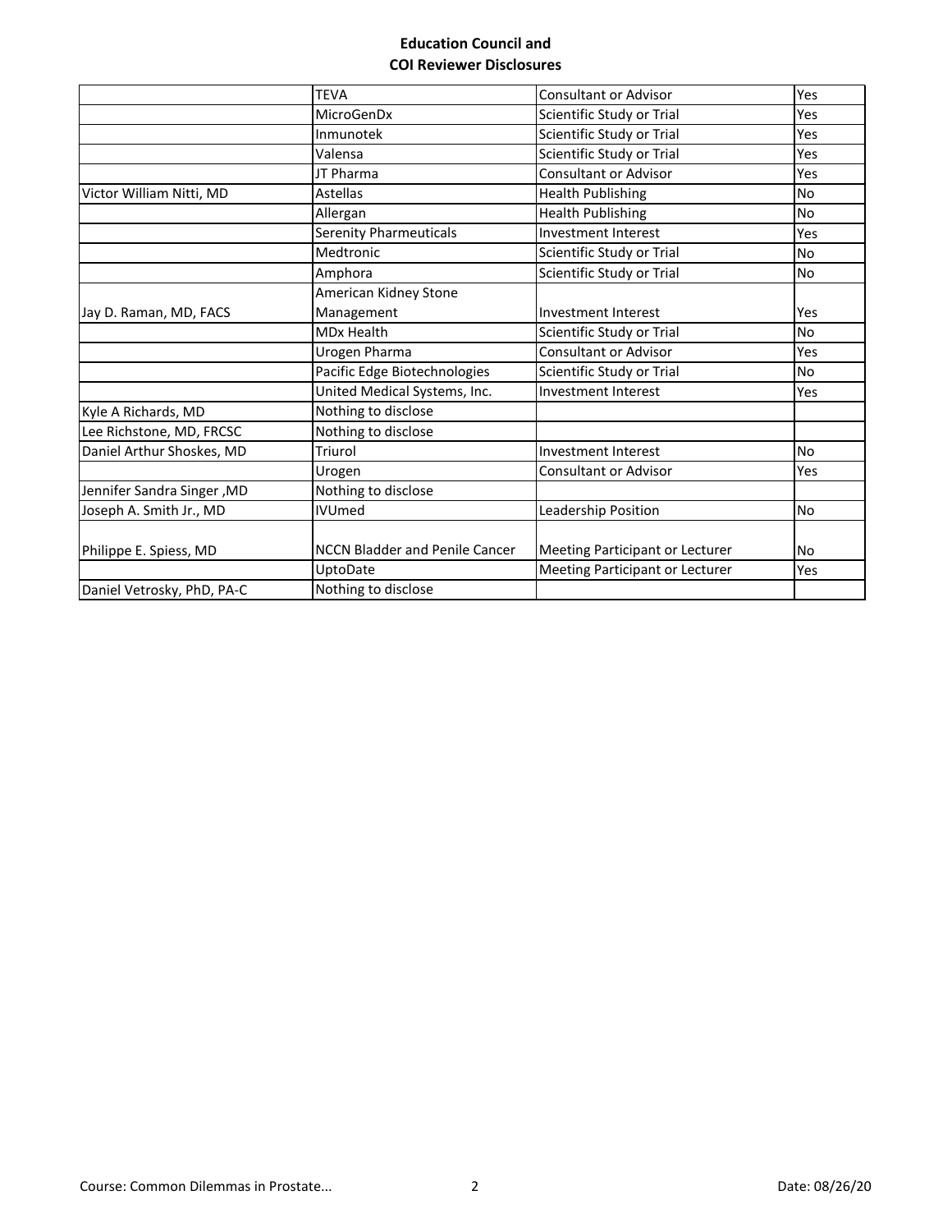**Education Council and**
**COI Reviewer Disclosures**

| | | | |
|---|---|---|---|
| | TEVA | Consultant or Advisor | Yes |
| | MicroGenDx | Scientific Study or Trial | Yes |
| | Inmunotek | Scientific Study or Trial | Yes |
| | Valensa | Scientific Study or Trial | Yes |
| | JT Pharma | Consultant or Advisor | Yes |
| Victor William Nitti, MD | Astellas | Health Publishing | No |
| | Allergan | Health Publishing | No |
| | Serenity Pharmeuticals | Investment Interest | Yes |
| | Medtronic | Scientific Study or Trial | No |
| | Amphora | Scientific Study or Trial | No |
| Jay D. Raman, MD, FACS | American Kidney Stone Management | Investment Interest | Yes |
| | MDx Health | Scientific Study or Trial | No |
| | Urogen Pharma | Consultant or Advisor | Yes |
| | Pacific Edge Biotechnologies | Scientific Study or Trial | No |
| | United Medical Systems, Inc. | Investment Interest | Yes |
| Kyle A Richards, MD | Nothing to disclose | | |
| Lee Richstone, MD, FRCSC | Nothing to disclose | | |
| Daniel Arthur Shoskes, MD | Triurol | Investment Interest | No |
| | Urogen | Consultant or Advisor | Yes |
| Jennifer Sandra Singer ,MD | Nothing to disclose | | |
| Joseph A. Smith Jr., MD | IVUmed | Leadership Position | No |
| Philippe E. Spiess, MD | NCCN Bladder and Penile Cancer | Meeting Participant or Lecturer | No |
| | UptoDate | Meeting Participant or Lecturer | Yes |
| Daniel Vetrosky, PhD, PA-C | Nothing to disclose | | |

Course: Common Dilemmas in Prostate... Date: 08/26/20